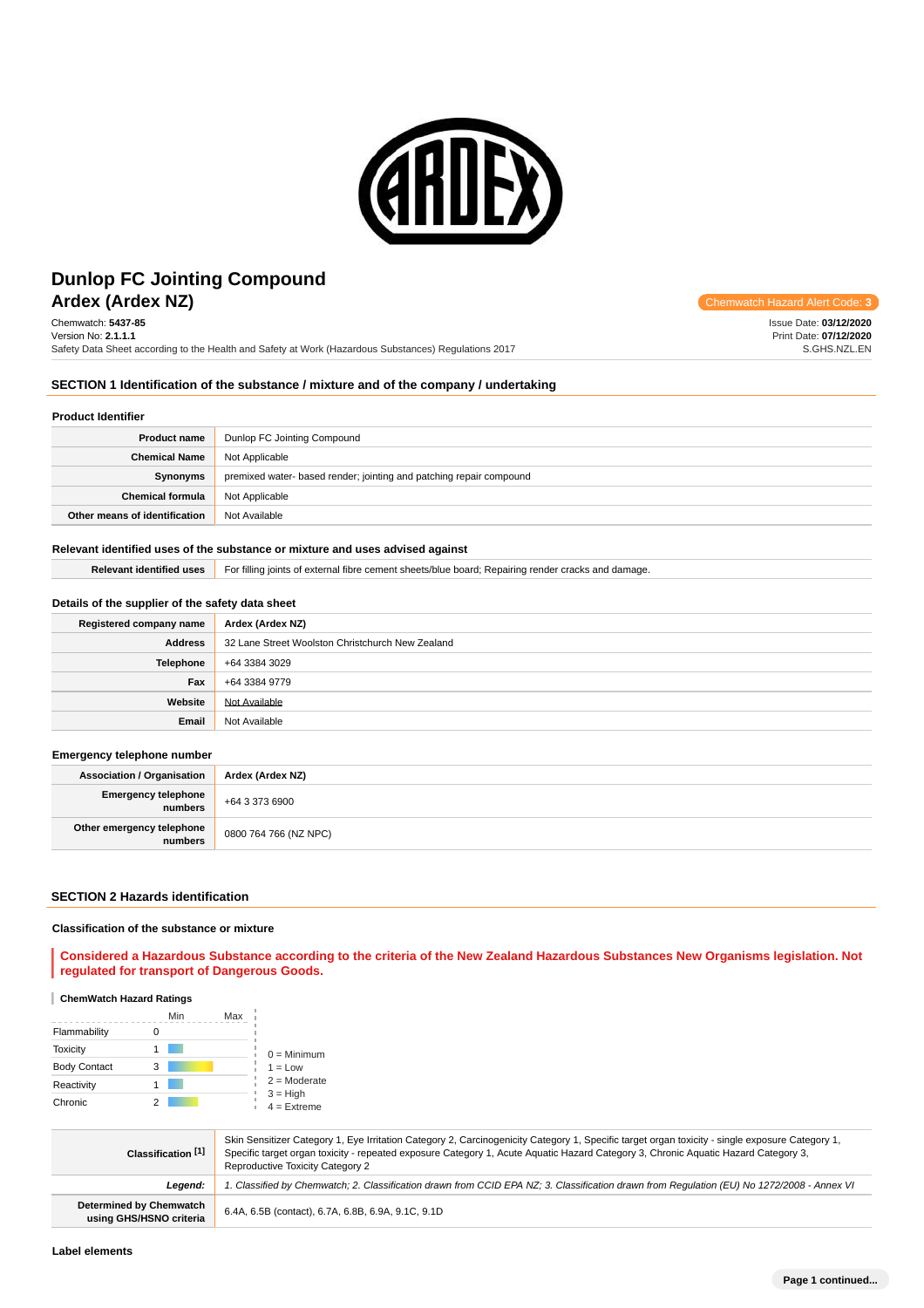# Dunlop FC Jointing Compound
## Ardex (Ardex NZ)

Chemwatch Hazard Alert Code: **3**

Chemwatch: **5437-85**
Version No: **2.1.1.1**
Safety Data Sheet according to the Health and Safety at Work (Hazardous Substances) Regulations 2017

Issue Date: **03/12/2020**
Print Date: **07/12/2020**
S.GHS.NZL.EN

## SECTION 1 Identification of the substance / mixture and of the company / undertaking

### Product Identifier

| | |
|---|---|
| **Product name** | Dunlop FC Jointing Compound |
| **Chemical Name** | Not Applicable |
| **Synonyms** | premixed water- based render; jointing and patching repair compound |
| **Chemical formula** | Not Applicable |
| **Other means of identification** | Not Available |

### Relevant identified uses of the substance or mixture and uses advised against

| | |
|---|---|
| **Relevant identified uses** | For filling joints of external fibre cement sheets/blue board; Repairing render cracks and damage. |

### Details of the supplier of the safety data sheet

| | |
|---|---|
| **Registered company name** | **Ardex (Ardex NZ)** |
| **Address** | 32 Lane Street Woolston Christchurch New Zealand |
| **Telephone** | +64 3384 3029 |
| **Fax** | +64 3384 9779 |
| **Website** | Not Available |
| **Email** | Not Available |

### Emergency telephone number

| | |
|---|---|
| **Association / Organisation** | **Ardex (Ardex NZ)** |
| **Emergency telephone numbers** | +64 3 373 6900 |
| **Other emergency telephone numbers** | 0800 764 766 (NZ NPC) |

## SECTION 2 Hazards identification

### Classification of the substance or mixture

**Considered a Hazardous Substance according to the criteria of the New Zealand Hazardous Substances New Organisms legislation. Not regulated for transport of Dangerous Goods.**

#### ChemWatch Hazard Ratings

| | Min | Max |
|---|---|---|
| Flammability | 0 | |
| Toxicity | 1 | |
| Body Contact | 3 | |
| Reactivity | 1 | |
| Chronic | 2 | |

0 = Minimum
1 = Low
2 = Moderate
3 = High
4 = Extreme

| | |
|---|---|
| **Classification [1]** | Skin Sensitizer Category 1, Eye Irritation Category 2, Carcinogenicity Category 1, Specific target organ toxicity - single exposure Category 1, Specific target organ toxicity - repeated exposure Category 1, Acute Aquatic Hazard Category 3, Chronic Aquatic Hazard Category 3, Reproductive Toxicity Category 2 |
| ***Legend:*** | *1. Classified by Chemwatch; 2. Classification drawn from CCID EPA NZ; 3. Classification drawn from Regulation (EU) No 1272/2008 - Annex VI* |
| **Determined by Chemwatch using GHS/HSNO criteria** | 6.4A, 6.5B (contact), 6.7A, 6.8B, 6.9A, 9.1C, 9.1D |

### Label elements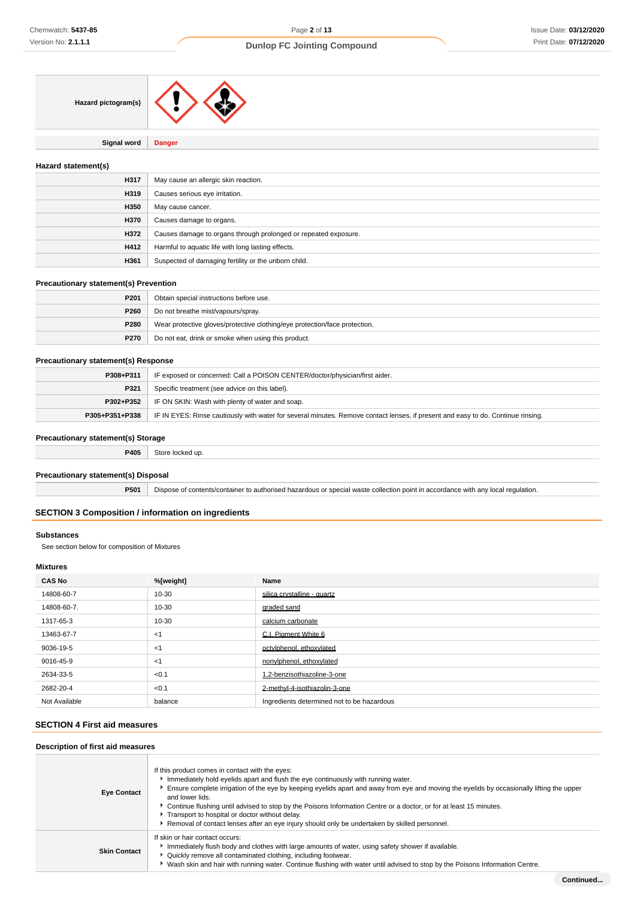| | |
|---|---|
| **Hazard pictogram(s)** | |
| **Signal word** | **Danger** |

### Hazard statement(s)

| | |
|---|---|
| **H317** | May cause an allergic skin reaction. |
| **H319** | Causes serious eye irritation. |
| **H350** | May cause cancer. |
| **H370** | Causes damage to organs. |
| **H372** | Causes damage to organs through prolonged or repeated exposure. |
| **H412** | Harmful to aquatic life with long lasting effects. |
| **H361** | Suspected of damaging fertility or the unborn child. |

### Precautionary statement(s) Prevention

| | |
|---|---|
| **P201** | Obtain special instructions before use. |
| **P260** | Do not breathe mist/vapours/spray. |
| **P280** | Wear protective gloves/protective clothing/eye protection/face protection. |
| **P270** | Do not eat, drink or smoke when using this product. |

### Precautionary statement(s) Response

| | |
|---|---|
| **P308+P311** | IF exposed or concerned: Call a POISON CENTER/doctor/physician/first aider. |
| **P321** | Specific treatment (see advice on this label). |
| **P302+P352** | IF ON SKIN: Wash with plenty of water and soap. |
| **P305+P351+P338** | IF IN EYES: Rinse cautiously with water for several minutes. Remove contact lenses, if present and easy to do. Continue rinsing. |

### Precautionary statement(s) Storage

| | |
|---|---|
| **P405** | Store locked up. |

### Precautionary statement(s) Disposal

| | |
|---|---|
| **P501** | Dispose of contents/container to authorised hazardous or special waste collection point in accordance with any local regulation. |

## SECTION 3 Composition / information on ingredients

### Substances

See section below for composition of Mixtures

### Mixtures

| CAS No | %[weight] | Name |
|---|---|---|
| 14808-60-7 | 10-30 | silica crystalline - quartz |
| 14808-60-7. | 10-30 | graded sand |
| 1317-65-3 | 10-30 | calcium carbonate |
| 13463-67-7 | <1 | C.I. Pigment White 6 |
| 9036-19-5 | <1 | octylphenol, ethoxylated |
| 9016-45-9 | <1 | nonylphenol, ethoxylated |
| 2634-33-5 | <0.1 | 1,2-benzisothiazoline-3-one |
| 2682-20-4 | <0.1 | 2-methyl-4-isothiazolin-3-one |
| Not Available | balance | Ingredients determined not to be hazardous |

## SECTION 4 First aid measures

### Description of first aid measures

| | |
|---|---|
| **Eye Contact** | If this product comes in contact with the eyes:<br>▸ Immediately hold eyelids apart and flush the eye continuously with running water.<br>▸ Ensure complete irrigation of the eye by keeping eyelids apart and away from eye and moving the eyelids by occasionally lifting the upper and lower lids.<br>▸ Continue flushing until advised to stop by the Poisons Information Centre or a doctor, or for at least 15 minutes.<br>▸ Transport to hospital or doctor without delay.<br>▸ Removal of contact lenses after an eye injury should only be undertaken by skilled personnel. |
| **Skin Contact** | If skin or hair contact occurs:<br>▸ Immediately flush body and clothes with large amounts of water, using safety shower if available.<br>▸ Quickly remove all contaminated clothing, including footwear.<br>▸ Wash skin and hair with running water. Continue flushing with water until advised to stop by the Poisons Information Centre. |

Continued...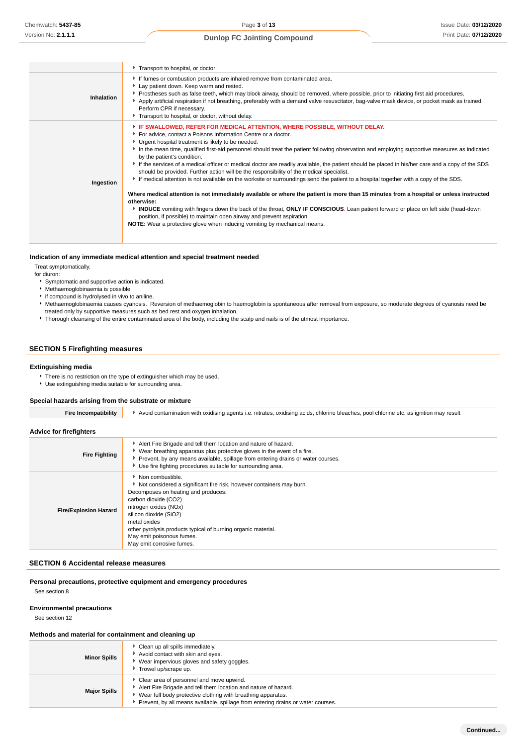| | |
|---|---|
| | ▸ Transport to hospital, or doctor. |
| **Inhalation** | ▸ If fumes or combustion products are inhaled remove from contaminated area.<br>▸ Lay patient down. Keep warm and rested.<br>▸ Prostheses such as false teeth, which may block airway, should be removed, where possible, prior to initiating first aid procedures.<br>▸ Apply artificial respiration if not breathing, preferably with a demand valve resuscitator, bag-valve mask device, or pocket mask as trained. Perform CPR if necessary.<br>▸ Transport to hospital, or doctor, without delay. |
| **Ingestion** | ▸ **IF SWALLOWED, REFER FOR MEDICAL ATTENTION, WHERE POSSIBLE, WITHOUT DELAY.**<br>▸ For advice, contact a Poisons Information Centre or a doctor.<br>▸ Urgent hospital treatment is likely to be needed.<br>▸ In the mean time, qualified first-aid personnel should treat the patient following observation and employing supportive measures as indicated by the patient's condition.<br>▸ If the services of a medical officer or medical doctor are readily available, the patient should be placed in his/her care and a copy of the SDS should be provided. Further action will be the responsibility of the medical specialist.<br>▸ If medical attention is not available on the worksite or surroundings send the patient to a hospital together with a copy of the SDS.<br><br>**Where medical attention is not immediately available or where the patient is more than 15 minutes from a hospital or unless instructed otherwise:**<br>▸ **INDUCE** vomiting with fingers down the back of the throat, **ONLY IF CONSCIOUS**. Lean patient forward or place on left side (head-down position, if possible) to maintain open airway and prevent aspiration.<br>**NOTE:** Wear a protective glove when inducing vomiting by mechanical means. |

### Indication of any immediate medical attention and special treatment needed

Treat symptomatically.

for diuron:

- Symptomatic and supportive action is indicated.
- Methaemoglobinaemia is possible
- if compound is hydrolysed in vivo to aniline.
- Methaemoglobinaemia causes cyanosis. Reversion of methaemoglobin to haemoglobin is spontaneous after removal from exposure, so moderate degrees of cyanosis need be treated only by supportive measures such as bed rest and oxygen inhalation.
- Thorough cleansing of the entire contaminated area of the body, including the scalp and nails is of the utmost importance.

## SECTION 5 Firefighting measures

### Extinguishing media

- There is no restriction on the type of extinguisher which may be used.
- Use extinguishing media suitable for surrounding area.

### Special hazards arising from the substrate or mixture

| | |
|---|---|
| **Fire Incompatibility** | ▸ Avoid contamination with oxidising agents i.e. nitrates, oxidising acids, chlorine bleaches, pool chlorine etc. as ignition may result |

### Advice for firefighters

| | |
|---|---|
| **Fire Fighting** | ▸ Alert Fire Brigade and tell them location and nature of hazard.<br>▸ Wear breathing apparatus plus protective gloves in the event of a fire.<br>▸ Prevent, by any means available, spillage from entering drains or water courses.<br>▸ Use fire fighting procedures suitable for surrounding area. |
| **Fire/Explosion Hazard** | ▸ Non combustible.<br>▸ Not considered a significant fire risk, however containers may burn.<br>Decomposes on heating and produces:<br>carbon dioxide ($CO_2$)<br>nitrogen oxides ($NO_x$)<br>silicon dioxide ($SiO_2$)<br>metal oxides<br>other pyrolysis products typical of burning organic material.<br>May emit poisonous fumes.<br>May emit corrosive fumes. |

## SECTION 6 Accidental release measures

### Personal precautions, protective equipment and emergency procedures

See section 8

### Environmental precautions

See section 12

### Methods and material for containment and cleaning up

| | |
|---|---|
| **Minor Spills** | ▸ Clean up all spills immediately.<br>▸ Avoid contact with skin and eyes.<br>▸ Wear impervious gloves and safety goggles.<br>▸ Trowel up/scrape up. |
| **Major Spills** | ▸ Clear area of personnel and move upwind.<br>▸ Alert Fire Brigade and tell them location and nature of hazard.<br>▸ Wear full body protective clothing with breathing apparatus.<br>▸ Prevent, by all means available, spillage from entering drains or water courses. |

**Continued...**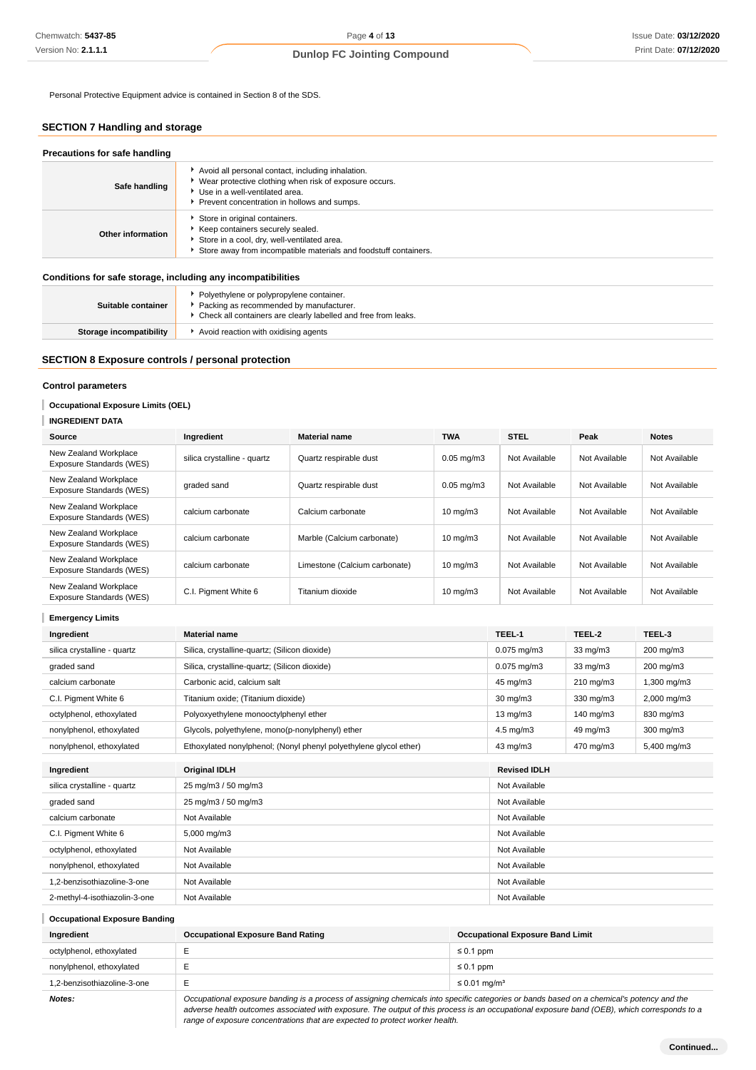Personal Protective Equipment advice is contained in Section 8 of the SDS.

## SECTION 7 Handling and storage

### Precautions for safe handling

| | |
|---|---|
| **Safe handling** | - Avoid all personal contact, including inhalation.<br>- Wear protective clothing when risk of exposure occurs.<br>- Use in a well-ventilated area.<br>- Prevent concentration in hollows and sumps. |
| **Other information** | - Store in original containers.<br>- Keep containers securely sealed.<br>- Store in a cool, dry, well-ventilated area.<br>- Store away from incompatible materials and foodstuff containers. |

### Conditions for safe storage, including any incompatibilities

| | |
|---|---|
| **Suitable container** | - Polyethylene or polypropylene container.<br>- Packing as recommended by manufacturer.<br>- Check all containers are clearly labelled and free from leaks. |
| **Storage incompatibility** | - Avoid reaction with oxidising agents |

## SECTION 8 Exposure controls / personal protection

### Control parameters

#### Occupational Exposure Limits (OEL)

#### INGREDIENT DATA

| Source | Ingredient | Material name | TWA | STEL | Peak | Notes |
|---|---|---|---|---|---|---|
| New Zealand Workplace Exposure Standards (WES) | silica crystalline - quartz | Quartz respirable dust | 0.05 mg/m3 | Not Available | Not Available | Not Available |
| New Zealand Workplace Exposure Standards (WES) | graded sand | Quartz respirable dust | 0.05 mg/m3 | Not Available | Not Available | Not Available |
| New Zealand Workplace Exposure Standards (WES) | calcium carbonate | Calcium carbonate | 10 mg/m3 | Not Available | Not Available | Not Available |
| New Zealand Workplace Exposure Standards (WES) | calcium carbonate | Marble (Calcium carbonate) | 10 mg/m3 | Not Available | Not Available | Not Available |
| New Zealand Workplace Exposure Standards (WES) | calcium carbonate | Limestone (Calcium carbonate) | 10 mg/m3 | Not Available | Not Available | Not Available |
| New Zealand Workplace Exposure Standards (WES) | C.I. Pigment White 6 | Titanium dioxide | 10 mg/m3 | Not Available | Not Available | Not Available |

#### Emergency Limits

| Ingredient | Material name | TEEL-1 | TEEL-2 | TEEL-3 |
|---|---|---|---|---|
| silica crystalline - quartz | Silica, crystalline-quartz; (Silicon dioxide) | 0.075 mg/m3 | 33 mg/m3 | 200 mg/m3 |
| graded sand | Silica, crystalline-quartz; (Silicon dioxide) | 0.075 mg/m3 | 33 mg/m3 | 200 mg/m3 |
| calcium carbonate | Carbonic acid, calcium salt | 45 mg/m3 | 210 mg/m3 | 1,300 mg/m3 |
| C.I. Pigment White 6 | Titanium oxide; (Titanium dioxide) | 30 mg/m3 | 330 mg/m3 | 2,000 mg/m3 |
| octylphenol, ethoxylated | Polyoxyethylene monooctylphenyl ether | 13 mg/m3 | 140 mg/m3 | 830 mg/m3 |
| nonylphenol, ethoxylated | Glycols, polyethylene, mono(p-nonylphenyl) ether | 4.5 mg/m3 | 49 mg/m3 | 300 mg/m3 |
| nonylphenol, ethoxylated | Ethoxylated nonylphenol; (Nonyl phenyl polyethylene glycol ether) | 43 mg/m3 | 470 mg/m3 | 5,400 mg/m3 |

| Ingredient | Original IDLH | Revised IDLH |
|---|---|---|
| silica crystalline - quartz | 25 mg/m3 / 50 mg/m3 | Not Available |
| graded sand | 25 mg/m3 / 50 mg/m3 | Not Available |
| calcium carbonate | Not Available | Not Available |
| C.I. Pigment White 6 | 5,000 mg/m3 | Not Available |
| octylphenol, ethoxylated | Not Available | Not Available |
| nonylphenol, ethoxylated | Not Available | Not Available |
| 1,2-benzisothiazoline-3-one | Not Available | Not Available |
| 2-methyl-4-isothiazolin-3-one | Not Available | Not Available |

#### Occupational Exposure Banding

| Ingredient | Occupational Exposure Band Rating | Occupational Exposure Band Limit |
|---|---|---|
| octylphenol, ethoxylated | E | ≤ 0.1 ppm |
| nonylphenol, ethoxylated | E | ≤ 0.1 ppm |
| 1,2-benzisothiazoline-3-one | E | ≤ 0.01 mg/m³ |
| ***Notes:*** | *Occupational exposure banding is a process of assigning chemicals into specific categories or bands based on a chemical's potency and the adverse health outcomes associated with exposure. The output of this process is an occupational exposure band (OEB), which corresponds to a range of exposure concentrations that are expected to protect worker health.* | |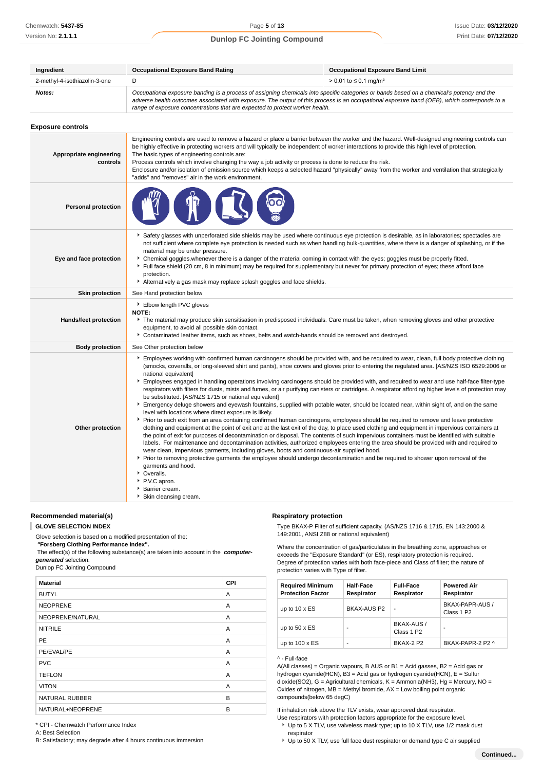| Ingredient | Occupational Exposure Band Rating | Occupational Exposure Band Limit |
|---|---|---|
| 2-methyl-4-isothiazolin-3-one | D | > 0.01 to ≤ 0.1 mg/m³ |
| **Notes:** | *Occupational exposure banding is a process of assigning chemicals into specific categories or bands based on a chemical's potency and the adverse health outcomes associated with exposure. The output of this process is an occupational exposure band (OEB), which corresponds to a range of exposure concentrations that are expected to protect worker health.* | |

### Exposure controls

| | |
|---|---|
| **Appropriate engineering controls** | Engineering controls are used to remove a hazard or place a barrier between the worker and the hazard. Well-designed engineering controls can be highly effective in protecting workers and will typically be independent of worker interactions to provide this high level of protection.<br>The basic types of engineering controls are:<br>Process controls which involve changing the way a job activity or process is done to reduce the risk.<br>Enclosure and/or isolation of emission source which keeps a selected hazard "physically" away from the worker and ventilation that strategically "adds" and "removes" air in the work environment. |
| **Personal protection** | |
| **Eye and face protection** | ▸ Safety glasses with unperforated side shields may be used where continuous eye protection is desirable, as in laboratories; spectacles are not sufficient where complete eye protection is needed such as when handling bulk-quantities, where there is a danger of splashing, or if the material may be under pressure.<br>▸ Chemical goggles.whenever there is a danger of the material coming in contact with the eyes; goggles must be properly fitted.<br>▸ Full face shield (20 cm, 8 in minimum) may be required for supplementary but never for primary protection of eyes; these afford face protection.<br>▸ Alternatively a gas mask may replace splash goggles and face shields. |
| **Skin protection** | See Hand protection below |
| **Hands/feet protection** | ▸ Elbow length PVC gloves<br>**NOTE:**<br>▸ The material may produce skin sensitisation in predisposed individuals. Care must be taken, when removing gloves and other protective equipment, to avoid all possible skin contact.<br>▸ Contaminated leather items, such as shoes, belts and watch-bands should be removed and destroyed. |
| **Body protection** | See Other protection below |
| **Other protection** | ▸ Employees working with confirmed human carcinogens should be provided with, and be required to wear, clean, full body protective clothing (smocks, coveralls, or long-sleeved shirt and pants), shoe covers and gloves prior to entering the regulated area. [AS/NZS ISO 6529:2006 or national equivalent]<br>▸ Employees engaged in handling operations involving carcinogens should be provided with, and required to wear and use half-face filter-type respirators with filters for dusts, mists and fumes, or air purifying canisters or cartridges. A respirator affording higher levels of protection may be substituted. [AS/NZS 1715 or national equivalent]<br>▸ Emergency deluge showers and eyewash fountains, supplied with potable water, should be located near, within sight of, and on the same level with locations where direct exposure is likely.<br>▸ Prior to each exit from an area containing confirmed human carcinogens, employees should be required to remove and leave protective clothing and equipment at the point of exit and at the last exit of the day, to place used clothing and equipment in impervious containers at the point of exit for purposes of decontamination or disposal. The contents of such impervious containers must be identified with suitable labels. For maintenance and decontamination activities, authorized employees entering the area should be provided with and required to wear clean, impervious garments, including gloves, boots and continuous-air supplied hood.<br>▸ Prior to removing protective garments the employee should undergo decontamination and be required to shower upon removal of the garments and hood.<br>▸ Overalls.<br>▸ P.V.C apron.<br>▸ Barrier cream.<br>▸ Skin cleansing cream. |

### Recommended material(s)

**GLOVE SELECTION INDEX**

Glove selection is based on a modified presentation of the:
***"Forsberg Clothing Performance Index".***
The effect(s) of the following substance(s) are taken into account in the ***computer-generated*** selection:
Dunlop FC Jointing Compound

| Material | CPI |
|---|---|
| BUTYL | A |
| NEOPRENE | A |
| NEOPRENE/NATURAL | A |
| NITRILE | A |
| PE | A |
| PE/EVAL/PE | A |
| PVC | A |
| TEFLON | A |
| VITON | A |
| NATURAL RUBBER | B |
| NATURAL+NEOPRENE | B |

\* CPI - Chemwatch Performance Index
A: Best Selection
B: Satisfactory; may degrade after 4 hours continuous immersion

### Respiratory protection

Type BKAX-P Filter of sufficient capacity. (AS/NZS 1716 & 1715, EN 143:2000 & 149:2001, ANSI Z88 or national equivalent)

Where the concentration of gas/particulates in the breathing zone, approaches or exceeds the "Exposure Standard" (or ES), respiratory protection is required. Degree of protection varies with both face-piece and Class of filter; the nature of protection varies with Type of filter.

| Required Minimum Protection Factor | Half-Face Respirator | Full-Face Respirator | Powered Air Respirator |
|---|---|---|---|
| up to 10 x ES | BKAX-AUS P2 | - | BKAX-PAPR-AUS / Class 1 P2 |
| up to 50 x ES | - | BKAX-AUS / Class 1 P2 | - |
| up to 100 x ES | - | BKAX-2 P2 | BKAX-PAPR-2 P2 ^ |

^ - Full-face
A(All classes) = Organic vapours, B AUS or B1 = Acid gasses, B2 = Acid gas or hydrogen cyanide(HCN), B3 = Acid gas or hydrogen cyanide(HCN), E = Sulfur dioxide(SO2), G = Agricultural chemicals, K = Ammonia(NH3), Hg = Mercury, NO = Oxides of nitrogen, MB = Methyl bromide, AX = Low boiling point organic compounds(below 65 degC)

If inhalation risk above the TLV exists, wear approved dust respirator.
Use respirators with protection factors appropriate for the exposure level.

- Up to 5 X TLV, use valveless mask type; up to 10 X TLV, use 1/2 mask dust respirator
- Up to 50 X TLV, use full face dust respirator or demand type C air supplied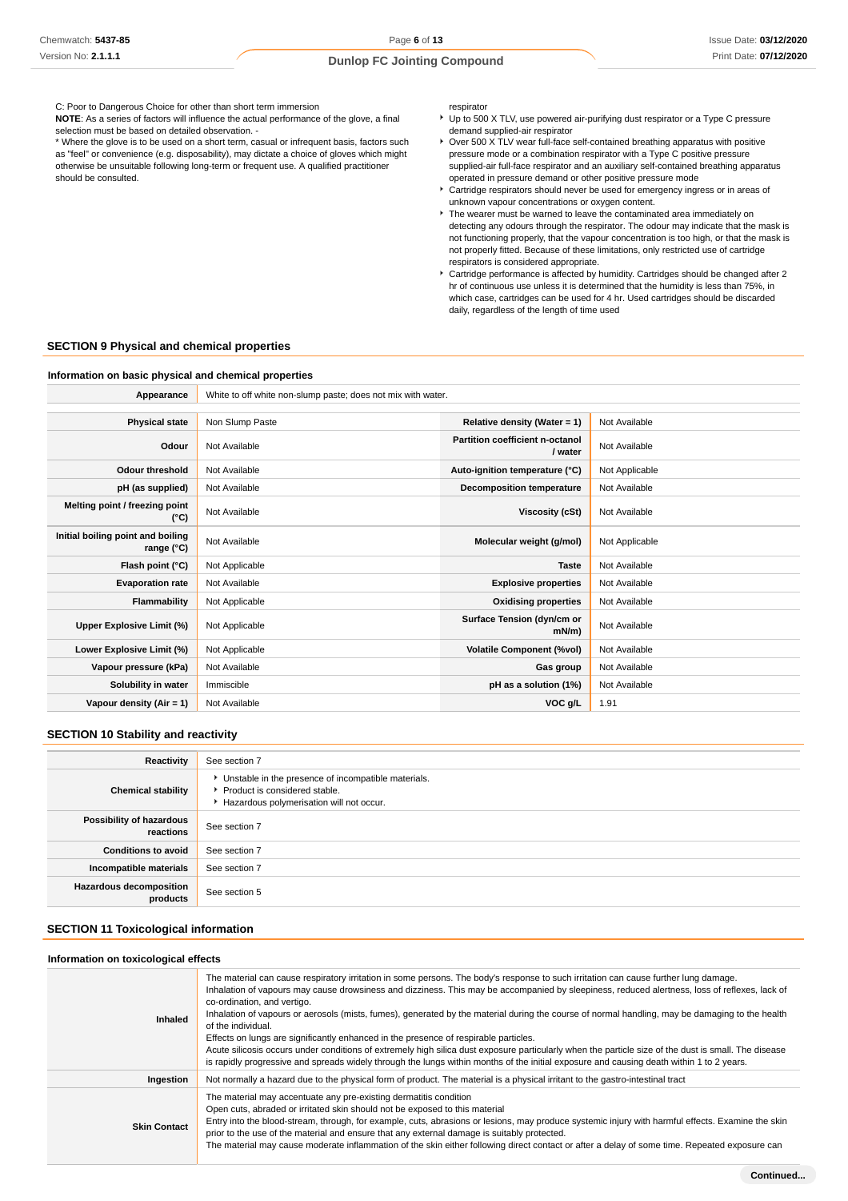C: Poor to Dangerous Choice for other than short term immersion

**NOTE**: As a series of factors will influence the actual performance of the glove, a final selection must be based on detailed observation. -

* Where the glove is to be used on a short term, casual or infrequent basis, factors such as "feel" or convenience (e.g. disposability), may dictate a choice of gloves which might otherwise be unsuitable following long-term or frequent use. A qualified practitioner should be consulted.

respirator

- Up to 500 X TLV, use powered air-purifying dust respirator or a Type C pressure demand supplied-air respirator
- Over 500 X TLV wear full-face self-contained breathing apparatus with positive pressure mode or a combination respirator with a Type C positive pressure supplied-air full-face respirator and an auxiliary self-contained breathing apparatus operated in pressure demand or other positive pressure mode
- Cartridge respirators should never be used for emergency ingress or in areas of unknown vapour concentrations or oxygen content.
- The wearer must be warned to leave the contaminated area immediately on detecting any odours through the respirator. The odour may indicate that the mask is not functioning properly, that the vapour concentration is too high, or that the mask is not properly fitted. Because of these limitations, only restricted use of cartridge respirators is considered appropriate.
- Cartridge performance is affected by humidity. Cartridges should be changed after 2 hr of continuous use unless it is determined that the humidity is less than 75%, in which case, cartridges can be used for 4 hr. Used cartridges should be discarded daily, regardless of the length of time used

## SECTION 9 Physical and chemical properties

### Information on basic physical and chemical properties

| **Appearance** | White to off white non-slump paste; does not mix with water. | | |
|---|---|---|---|
| **Physical state** | Non Slump Paste | **Relative density (Water = 1)** | Not Available |
| **Odour** | Not Available | **Partition coefficient n-octanol / water** | Not Available |
| **Odour threshold** | Not Available | **Auto-ignition temperature (°C)** | Not Applicable |
| **pH (as supplied)** | Not Available | **Decomposition temperature** | Not Available |
| **Melting point / freezing point (°C)** | Not Available | **Viscosity (cSt)** | Not Available |
| **Initial boiling point and boiling range (°C)** | Not Available | **Molecular weight (g/mol)** | Not Applicable |
| **Flash point (°C)** | Not Applicable | **Taste** | Not Available |
| **Evaporation rate** | Not Available | **Explosive properties** | Not Available |
| **Flammability** | Not Applicable | **Oxidising properties** | Not Available |
| **Upper Explosive Limit (%)** | Not Applicable | **Surface Tension (dyn/cm or mN/m)** | Not Available |
| **Lower Explosive Limit (%)** | Not Applicable | **Volatile Component (%vol)** | Not Available |
| **Vapour pressure (kPa)** | Not Available | **Gas group** | Not Available |
| **Solubility in water** | Immiscible | **pH as a solution (1%)** | Not Available |
| **Vapour density (Air = 1)** | Not Available | **VOC g/L** | 1.91 |

## SECTION 10 Stability and reactivity

| | |
|---|---|
| **Reactivity** | See section 7 |
| **Chemical stability** | - Unstable in the presence of incompatible materials.<br>- Product is considered stable.<br>- Hazardous polymerisation will not occur. |
| **Possibility of hazardous reactions** | See section 7 |
| **Conditions to avoid** | See section 7 |
| **Incompatible materials** | See section 7 |
| **Hazardous decomposition products** | See section 5 |

## SECTION 11 Toxicological information

### Information on toxicological effects

| | |
|---|---|
| **Inhaled** | The material can cause respiratory irritation in some persons. The body's response to such irritation can cause further lung damage.<br>Inhalation of vapours may cause drowsiness and dizziness. This may be accompanied by sleepiness, reduced alertness, loss of reflexes, lack of co-ordination, and vertigo.<br>Inhalation of vapours or aerosols (mists, fumes), generated by the material during the course of normal handling, may be damaging to the health of the individual.<br>Effects on lungs are significantly enhanced in the presence of respirable particles.<br>Acute silicosis occurs under conditions of extremely high silica dust exposure particularly when the particle size of the dust is small. The disease is rapidly progressive and spreads widely through the lungs within months of the initial exposure and causing death within 1 to 2 years. |
| **Ingestion** | Not normally a hazard due to the physical form of product. The material is a physical irritant to the gastro-intestinal tract |
| **Skin Contact** | The material may accentuate any pre-existing dermatitis condition<br>Open cuts, abraded or irritated skin should not be exposed to this material<br>Entry into the blood-stream, through, for example, cuts, abrasions or lesions, may produce systemic injury with harmful effects. Examine the skin prior to the use of the material and ensure that any external damage is suitably protected.<br>The material may cause moderate inflammation of the skin either following direct contact or after a delay of some time. Repeated exposure can |

Continued...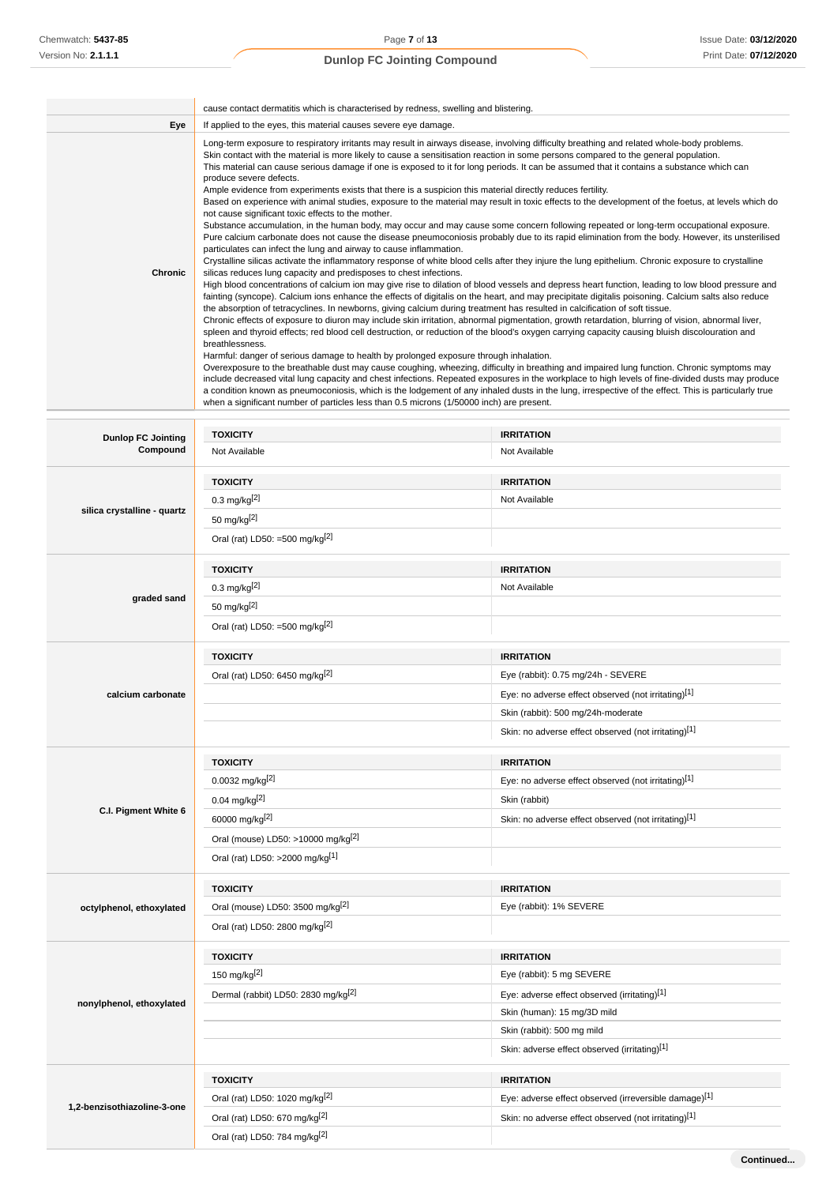| | |
|---|---|
| | cause contact dermatitis which is characterised by redness, swelling and blistering. |
| **Eye** | If applied to the eyes, this material causes severe eye damage. |
| **Chronic** | Long-term exposure to respiratory irritants may result in airways disease, involving difficulty breathing and related whole-body problems.<br>Skin contact with the material is more likely to cause a sensitisation reaction in some persons compared to the general population.<br>This material can cause serious damage if one is exposed to it for long periods. It can be assumed that it contains a substance which can produce severe defects.<br>Ample evidence from experiments exists that there is a suspicion this material directly reduces fertility.<br>Based on experience with animal studies, exposure to the material may result in toxic effects to the development of the foetus, at levels which do not cause significant toxic effects to the mother.<br>Substance accumulation, in the human body, may occur and may cause some concern following repeated or long-term occupational exposure.<br>Pure calcium carbonate does not cause the disease pneumoconiosis probably due to its rapid elimination from the body. However, its unsterilised particulates can infect the lung and airway to cause inflammation.<br>Crystalline silicas activate the inflammatory response of white blood cells after they injure the lung epithelium. Chronic exposure to crystalline silicas reduces lung capacity and predisposes to chest infections.<br>High blood concentrations of calcium ion may give rise to dilation of blood vessels and depress heart function, leading to low blood pressure and fainting (syncope). Calcium ions enhance the effects of digitalis on the heart, and may precipitate digitalis poisoning. Calcium salts also reduce the absorption of tetracyclines. In newborns, giving calcium during treatment has resulted in calcification of soft tissue.<br>Chronic effects of exposure to diuron may include skin irritation, abnormal pigmentation, growth retardation, blurring of vision, abnormal liver, spleen and thyroid effects; red blood cell destruction, or reduction of the blood's oxygen carrying capacity causing bluish discolouration and breathlessness.<br>Harmful: danger of serious damage to health by prolonged exposure through inhalation.<br>Overexposure to the breathable dust may cause coughing, wheezing, difficulty in breathing and impaired lung function. Chronic symptoms may include decreased vital lung capacity and chest infections. Repeated exposures in the workplace to high levels of fine-divided dusts may produce a condition known as pneumoconiosis, which is the lodgement of any inhaled dusts in the lung, irrespective of the effect. This is particularly true when a significant number of particles less than 0.5 microns (1/50000 inch) are present. |

| | TOXICITY | IRRITATION |
|---|---|---|
| **Dunlop FC Jointing Compound** | Not Available | Not Available |

| | TOXICITY | IRRITATION |
|---|---|---|
| **silica crystalline - quartz** | 0.3 mg/kg[2] | Not Available |
| | 50 mg/kg[2] | |
| | Oral (rat) LD50: =500 mg/kg[2] | |

| | TOXICITY | IRRITATION |
|---|---|---|
| **graded sand** | 0.3 mg/kg[2] | Not Available |
| | 50 mg/kg[2] | |
| | Oral (rat) LD50: =500 mg/kg[2] | |

| | TOXICITY | IRRITATION |
|---|---|---|
| **calcium carbonate** | Oral (rat) LD50: 6450 mg/kg[2] | Eye (rabbit): 0.75 mg/24h - SEVERE |
| | | Eye: no adverse effect observed (not irritating)[1] |
| | | Skin (rabbit): 500 mg/24h-moderate |
| | | Skin: no adverse effect observed (not irritating)[1] |

| | TOXICITY | IRRITATION |
|---|---|---|
| **C.I. Pigment White 6** | 0.0032 mg/kg[2] | Eye: no adverse effect observed (not irritating)[1] |
| | 0.04 mg/kg[2] | Skin (rabbit) |
| | 60000 mg/kg[2] | Skin: no adverse effect observed (not irritating)[1] |
| | Oral (mouse) LD50: >10000 mg/kg[2] | |
| | Oral (rat) LD50: >2000 mg/kg[1] | |

| | TOXICITY | IRRITATION |
|---|---|---|
| **octylphenol, ethoxylated** | Oral (mouse) LD50: 3500 mg/kg[2] | Eye (rabbit): 1% SEVERE |
| | Oral (rat) LD50: 2800 mg/kg[2] | |

| | TOXICITY | IRRITATION |
|---|---|---|
| **nonylphenol, ethoxylated** | 150 mg/kg[2] | Eye (rabbit): 5 mg SEVERE |
| | Dermal (rabbit) LD50: 2830 mg/kg[2] | Eye: adverse effect observed (irritating)[1] |
| | | Skin (human): 15 mg/3D mild |
| | | Skin (rabbit): 500 mg mild |
| | | Skin: adverse effect observed (irritating)[1] |

| | TOXICITY | IRRITATION |
|---|---|---|
| **1,2-benzisothiazoline-3-one** | Oral (rat) LD50: 1020 mg/kg[2] | Eye: adverse effect observed (irreversible damage)[1] |
| | Oral (rat) LD50: 670 mg/kg[2] | Skin: no adverse effect observed (not irritating)[1] |
| | Oral (rat) LD50: 784 mg/kg[2] | |

Continued...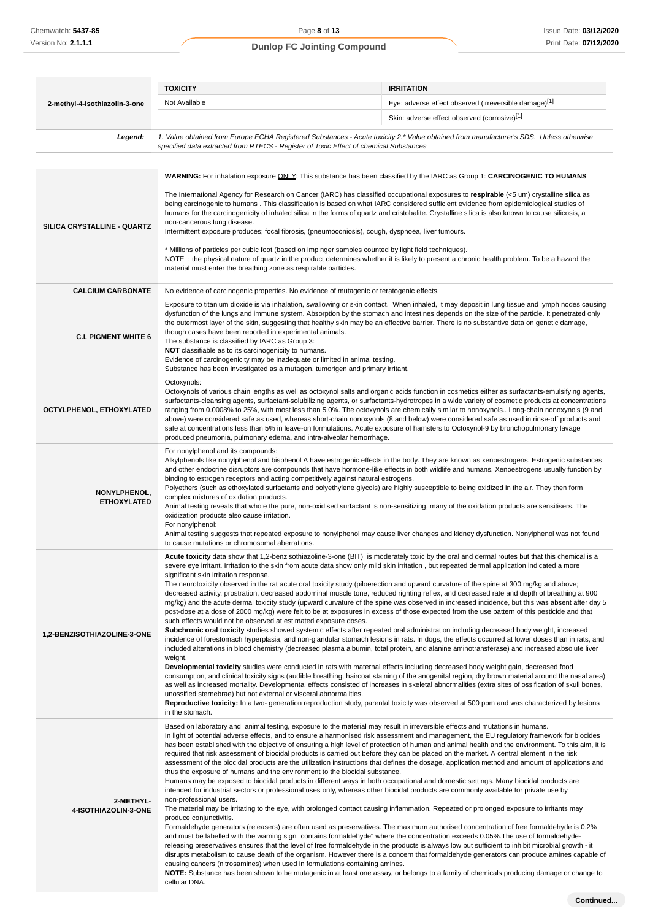| 2-methyl-4-isothiazolin-3-one | TOXICITY | IRRITATION |
|---|---|---|
| | Not Available | Eye: adverse effect observed (irreversible damage)[1] |
| | | Skin: adverse effect observed (corrosive)[1] |
| **Legend:** | 1. Value obtained from Europe ECHA Registered Substances - Acute toxicity 2.* Value obtained from manufacturer's SDS. Unless otherwise specified data extracted from RTECS - Register of Toxic Effect of chemical Substances | |

| | |
|---|---|
| **SILICA CRYSTALLINE - QUARTZ** | **WARNING:** For inhalation exposure ONLY: This substance has been classified by the IARC as Group 1: **CARCINOGENIC TO HUMANS**<br><br>The International Agency for Research on Cancer (IARC) has classified occupational exposures to **respirable** (<5 um) crystalline silica as being carcinogenic to humans . This classification is based on what IARC considered sufficient evidence from epidemiological studies of humans for the carcinogenicity of inhaled silica in the forms of quartz and cristobalite. Crystalline silica is also known to cause silicosis, a non-cancerous lung disease.<br>Intermittent exposure produces; focal fibrosis, (pneumoconiosis), cough, dyspnoea, liver tumours.<br><br>* Millions of particles per cubic foot (based on impinger samples counted by light field techniques).<br>NOTE : the physical nature of quartz in the product determines whether it is likely to present a chronic health problem. To be a hazard the material must enter the breathing zone as respirable particles. |
| **CALCIUM CARBONATE** | No evidence of carcinogenic properties. No evidence of mutagenic or teratogenic effects. |
| **C.I. PIGMENT WHITE 6** | Exposure to titanium dioxide is via inhalation, swallowing or skin contact. When inhaled, it may deposit in lung tissue and lymph nodes causing dysfunction of the lungs and immune system. Absorption by the stomach and intestines depends on the size of the particle. It penetrated only the outermost layer of the skin, suggesting that healthy skin may be an effective barrier. There is no substantive data on genetic damage, though cases have been reported in experimental animals.<br>The substance is classified by IARC as Group 3:<br>**NOT** classifiable as to its carcinogenicity to humans.<br>Evidence of carcinogenicity may be inadequate or limited in animal testing.<br>Substance has been investigated as a mutagen, tumorigen and primary irritant. |
| **OCTYLPHENOL, ETHOXYLATED** | Octoxynols:<br>Octoxynols of various chain lengths as well as octoxynol salts and organic acids function in cosmetics either as surfactants-emulsifying agents, surfactants-cleansing agents, surfactant-solubilizing agents, or surfactants-hydrotropes in a wide variety of cosmetic products at concentrations ranging from 0.0008% to 25%, with most less than 5.0%. The octoxynols are chemically similar to nonoxynols.. Long-chain nonoxynols (9 and above) were considered safe as used, whereas short-chain nonoxynols (8 and below) were considered safe as used in rinse-off products and safe at concentrations less than 5% in leave-on formulations. Acute exposure of hamsters to Octoxynol-9 by bronchopulmonary lavage produced pneumonia, pulmonary edema, and intra-alveolar hemorrhage. |
| **NONYLPHENOL, ETHOXYLATED** | For nonylphenol and its compounds:<br>Alkylphenols like nonylphenol and bisphenol A have estrogenic effects in the body. They are known as xenoestrogens. Estrogenic substances and other endocrine disruptors are compounds that have hormone-like effects in both wildlife and humans. Xenoestrogens usually function by binding to estrogen receptors and acting competitively against natural estrogens.<br>Polyethers (such as ethoxylated surfactants and polyethylene glycols) are highly susceptible to being oxidized in the air. They then form complex mixtures of oxidation products.<br>Animal testing reveals that whole the pure, non-oxidised surfactant is non-sensitizing, many of the oxidation products are sensitisers. The oxidization products also cause irritation.<br>For nonylphenol:<br>Animal testing suggests that repeated exposure to nonylphenol may cause liver changes and kidney dysfunction. Nonylphenol was not found to cause mutations or chromosomal aberrations. |
| **1,2-BENZISOTHIAZOLINE-3-ONE** | **Acute toxicity** data show that 1,2-benzisothiazolin-3-one (BIT) is moderately toxic by the oral and dermal routes but that this chemical is a severe eye irritant. Irritation to the skin from acute data show only mild skin irritation , but repeated dermal application indicated a more significant skin irritation response.<br>The neurotoxicity observed in the rat acute oral toxicity study (piloerection and upward curvature of the spine at 300 mg/kg and above; decreased activity, prostration, decreased abdominal muscle tone, reduced righting reflex, and decreased rate and depth of breathing at 900 mg/kg) and the acute dermal toxicity study (upward curvature of the spine was observed in increased incidence, but this was absent after day 5 post-dose at a dose of 2000 mg/kg) were felt to be at exposures in excess of those expected from the use pattern of this pesticide and that such effects would not be observed at estimated exposure doses.<br>**Subchronic oral toxicity** studies showed systemic effects after repeated oral administration including decreased body weight, increased incidence of forestomach hyperplasia, and non-glandular stomach lesions in rats. In dogs, the effects occurred at lower doses than in rats, and included alterations in blood chemistry (decreased plasma albumin, total protein, and alanine aminotransferase) and increased absolute liver weight.<br>**Developmental toxicity** studies were conducted in rats with maternal effects including decreased body weight gain, decreased food consumption, and clinical toxicity signs (audible breathing, haircoat staining of the anogenital region, dry brown material around the nasal area) as well as increased mortality. Developmental effects consisted of increases in skeletal abnormalities (extra sites of ossification of skull bones, unossified sternebrae) but not external or visceral abnormalities.<br>**Reproductive toxicity:** In a two- generation reproduction study, parental toxicity was observed at 500 ppm and was characterized by lesions in the stomach. |
| **2-METHYL-4-ISOTHIAZOLIN-3-ONE** | Based on laboratory and animal testing, exposure to the material may result in irreversible effects and mutations in humans.<br>In light of potential adverse effects, and to ensure a harmonised risk assessment and management, the EU regulatory framework for biocides has been established with the objective of ensuring a high level of protection of human and animal health and the environment. To this aim, it is required that risk assessment of biocidal products is carried out before they can be placed on the market. A central element in the risk assessment of the biocidal products are the utilization instructions that defines the dosage, application method and amount of applications and thus the exposure of humans and the environment to the biocidal substance.<br>Humans may be exposed to biocidal products in different ways in both occupational and domestic settings. Many biocidal products are intended for industrial sectors or professional uses only, whereas other biocidal products are commonly available for private use by non-professional users.<br>The material may be irritating to the eye, with prolonged contact causing inflammation. Repeated or prolonged exposure to irritants may produce conjunctivitis.<br>Formaldehyde generators (releasers) are often used as preservatives. The maximum authorised concentration of free formaldehyde is 0.2% and must be labelled with the warning sign "contains formaldehyde" where the concentration exceeds 0.05%.The use of formaldehyde-releasing preservatives ensures that the level of free formaldehyde in the products is always low but sufficient to inhibit microbial growth - it disrupts metabolism to cause death of the organism. However there is a concern that formaldehyde generators can produce amines capable of causing cancers (nitrosamines) when used in formulations containing amines.<br>**NOTE:** Substance has been shown to be mutagenic in at least one assay, or belongs to a family of chemicals producing damage or change to cellular DNA. |

Continued...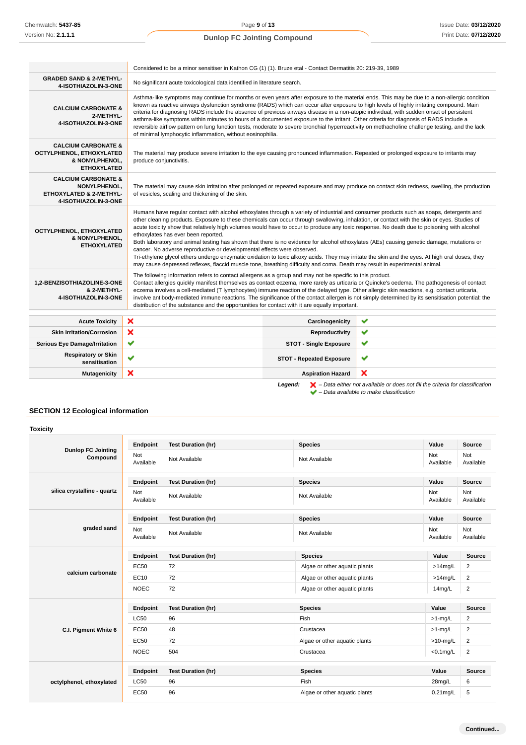| | |
|---|---|
| | Considered to be a minor sensitiser in Kathon CG (1) (1). Bruze etal - Contact Dermatitis 20: 219-39, 1989 |
| **GRADED SAND & 2-METHYL-4-ISOTHIAZOLIN-3-ONE** | No significant acute toxicological data identified in literature search. |
| **CALCIUM CARBONATE & 2-METHYL-4-ISOTHIAZOLIN-3-ONE** | Asthma-like symptoms may continue for months or even years after exposure to the material ends. This may be due to a non-allergic condition known as reactive airways dysfunction syndrome (RADS) which can occur after exposure to high levels of highly irritating compound. Main criteria for diagnosing RADS include the absence of previous airways disease in a non-atopic individual, with sudden onset of persistent asthma-like symptoms within minutes to hours of a documented exposure to the irritant. Other criteria for diagnosis of RADS include a reversible airflow pattern on lung function tests, moderate to severe bronchial hyperreactivity on methacholine challenge testing, and the lack of minimal lymphocytic inflammation, without eosinophilia. |
| **CALCIUM CARBONATE & OCTYLPHENOL, ETHOXYLATED & NONYLPHENOL, ETHOXYLATED** | The material may produce severe irritation to the eye causing pronounced inflammation. Repeated or prolonged exposure to irritants may produce conjunctivitis. |
| **CALCIUM CARBONATE & NONYLPHENOL, ETHOXYLATED & 2-METHYL-4-ISOTHIAZOLIN-3-ONE** | The material may cause skin irritation after prolonged or repeated exposure and may produce on contact skin redness, swelling, the production of vesicles, scaling and thickening of the skin. |
| **OCTYLPHENOL, ETHOXYLATED & NONYLPHENOL, ETHOXYLATED** | Humans have regular contact with alcohol ethoxylates through a variety of industrial and consumer products such as soaps, detergents and other cleaning products. Exposure to these chemicals can occur through swallowing, inhalation, or contact with the skin or eyes. Studies of acute toxicity show that relatively high volumes would have to occur to produce any toxic response. No death due to poisoning with alcohol ethoxylates has ever been reported.<br>Both laboratory and animal testing has shown that there is no evidence for alcohol ethoxylates (AEs) causing genetic damage, mutations or cancer. No adverse reproductive or developmental effects were observed.<br>Tri-ethylene glycol ethers undergo enzymatic oxidation to toxic alkoxy acids. They may irritate the skin and the eyes. At high oral doses, they may cause depressed reflexes, flaccid muscle tone, breathing difficulty and coma. Death may result in experimental animal. |
| **1,2-BENZISOTHIAZOLINE-3-ONE & 2-METHYL-4-ISOTHIAZOLIN-3-ONE** | The following information refers to contact allergens as a group and may not be specific to this product.<br>Contact allergies quickly manifest themselves as contact eczema, more rarely as urticaria or Quincke's oedema. The pathogenesis of contact eczema involves a cell-mediated (T lymphocytes) immune reaction of the delayed type. Other allergic skin reactions, e.g. contact urticaria, involve antibody-mediated immune reactions. The significance of the contact allergen is not simply determined by its sensitisation potential: the distribution of the substance and the opportunities for contact with it are equally important. |

| | | | |
|---|---|---|---|
| **Acute Toxicity** | ✘ | **Carcinogenicity** | ✔ |
| **Skin Irritation/Corrosion** | ✘ | **Reproductivity** | ✔ |
| **Serious Eye Damage/Irritation** | ✔ | **STOT - Single Exposure** | ✔ |
| **Respiratory or Skin sensitisation** | ✔ | **STOT - Repeated Exposure** | ✔ |
| **Mutagenicity** | ✘ | **Aspiration Hazard** | ✘ |

***Legend:*** ✘ *– Data either not available or does not fill the criteria for classification*
✔ *– Data available to make classification*

## SECTION 12 Ecological information

### Toxicity

| | Endpoint | Test Duration (hr) | Species | Value | Source |
|---|---|---|---|---|---|
| **Dunlop FC Jointing Compound** | Not Available | Not Available | Not Available | Not Available | Not Available |
| **silica crystalline - quartz** | Not Available | Not Available | Not Available | Not Available | Not Available |
| **graded sand** | Not Available | Not Available | Not Available | Not Available | Not Available |
| **calcium carbonate** | EC50 | 72 | Algae or other aquatic plants | >14mg/L | 2 |
| | EC10 | 72 | Algae or other aquatic plants | >14mg/L | 2 |
| | NOEC | 72 | Algae or other aquatic plants | 14mg/L | 2 |
| **C.I. Pigment White 6** | LC50 | 96 | Fish | >1-mg/L | 2 |
| | EC50 | 48 | Crustacea | >1-mg/L | 2 |
| | EC50 | 72 | Algae or other aquatic plants | >10-mg/L | 2 |
| | NOEC | 504 | Crustacea | <0.1mg/L | 2 |
| **octylphenol, ethoxylated** | LC50 | 96 | Fish | 28mg/L | 6 |
| | EC50 | 96 | Algae or other aquatic plants | 0.21mg/L | 5 |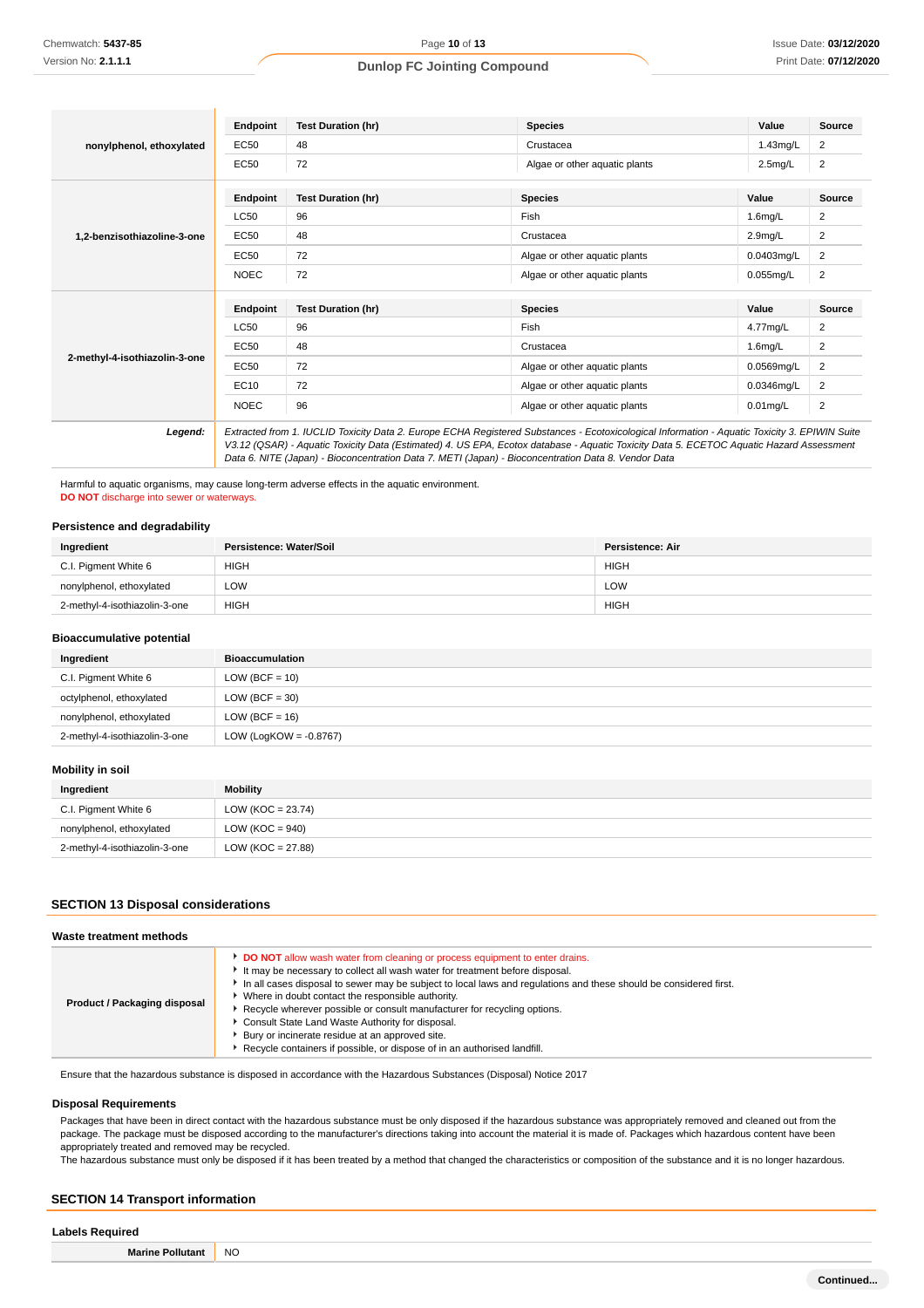| | Endpoint | Test Duration (hr) | Species | Value | Source |
|---|---|---|---|---|---|
| **nonylphenol, ethoxylated** | EC50 | 48 | Crustacea | 1.43mg/L | 2 |
| | EC50 | 72 | Algae or other aquatic plants | 2.5mg/L | 2 |
| **1,2-benzisothiazoline-3-one** | **Endpoint** | **Test Duration (hr)** | **Species** | **Value** | **Source** |
| | LC50 | 96 | Fish | 1.6mg/L | 2 |
| | EC50 | 48 | Crustacea | 2.9mg/L | 2 |
| | EC50 | 72 | Algae or other aquatic plants | 0.0403mg/L | 2 |
| | NOEC | 72 | Algae or other aquatic plants | 0.055mg/L | 2 |
| **2-methyl-4-isothiazolin-3-one** | **Endpoint** | **Test Duration (hr)** | **Species** | **Value** | **Source** |
| | LC50 | 96 | Fish | 4.77mg/L | 2 |
| | EC50 | 48 | Crustacea | 1.6mg/L | 2 |
| | EC50 | 72 | Algae or other aquatic plants | 0.0569mg/L | 2 |
| | EC10 | 72 | Algae or other aquatic plants | 0.0346mg/L | 2 |
| | NOEC | 96 | Algae or other aquatic plants | 0.01mg/L | 2 |

***Legend:*** *Extracted from 1. IUCLID Toxicity Data 2. Europe ECHA Registered Substances - Ecotoxicological Information - Aquatic Toxicity 3. EPIWIN Suite V3.12 (QSAR) - Aquatic Toxicity Data (Estimated) 4. US EPA, Ecotox database - Aquatic Toxicity Data 5. ECETOC Aquatic Hazard Assessment Data 6. NITE (Japan) - Bioconcentration Data 7. METI (Japan) - Bioconcentration Data 8. Vendor Data*

Harmful to aquatic organisms, may cause long-term adverse effects in the aquatic environment.
**DO NOT** discharge into sewer or waterways.

### Persistence and degradability

| Ingredient | Persistence: Water/Soil | Persistence: Air |
|---|---|---|
| C.I. Pigment White 6 | HIGH | HIGH |
| nonylphenol, ethoxylated | LOW | LOW |
| 2-methyl-4-isothiazolin-3-one | HIGH | HIGH |

### Bioaccumulative potential

| Ingredient | Bioaccumulation |
|---|---|
| C.I. Pigment White 6 | LOW (BCF = 10) |
| octylphenol, ethoxylated | LOW (BCF = 30) |
| nonylphenol, ethoxylated | LOW (BCF = 16) |
| 2-methyl-4-isothiazolin-3-one | LOW (LogKOW = -0.8767) |

### Mobility in soil

| Ingredient | Mobility |
|---|---|
| C.I. Pigment White 6 | LOW (KOC = 23.74) |
| nonylphenol, ethoxylated | LOW (KOC = 940) |
| 2-methyl-4-isothiazolin-3-one | LOW (KOC = 27.88) |

## SECTION 13 Disposal considerations

### Waste treatment methods

**Product / Packaging disposal**

- **DO NOT** allow wash water from cleaning or process equipment to enter drains.
- It may be necessary to collect all wash water for treatment before disposal.
- In all cases disposal to sewer may be subject to local laws and regulations and these should be considered first.
- Where in doubt contact the responsible authority.
- Recycle wherever possible or consult manufacturer for recycling options.
- Consult State Land Waste Authority for disposal.
- Bury or incinerate residue at an approved site.
- Recycle containers if possible, or dispose of in an authorised landfill.

Ensure that the hazardous substance is disposed in accordance with the Hazardous Substances (Disposal) Notice 2017

### Disposal Requirements

Packages that have been in direct contact with the hazardous substance must be only disposed if the hazardous substance was appropriately removed and cleaned out from the package. The package must be disposed according to the manufacturer's directions taking into account the material it is made of. Packages which hazardous content have been appropriately treated and removed may be recycled.
The hazardous substance must only be disposed if it has been treated by a method that changed the characteristics or composition of the substance and it is no longer hazardous.

## SECTION 14 Transport information

### Labels Required

| | |
|---|---|
| **Marine Pollutant** | NO |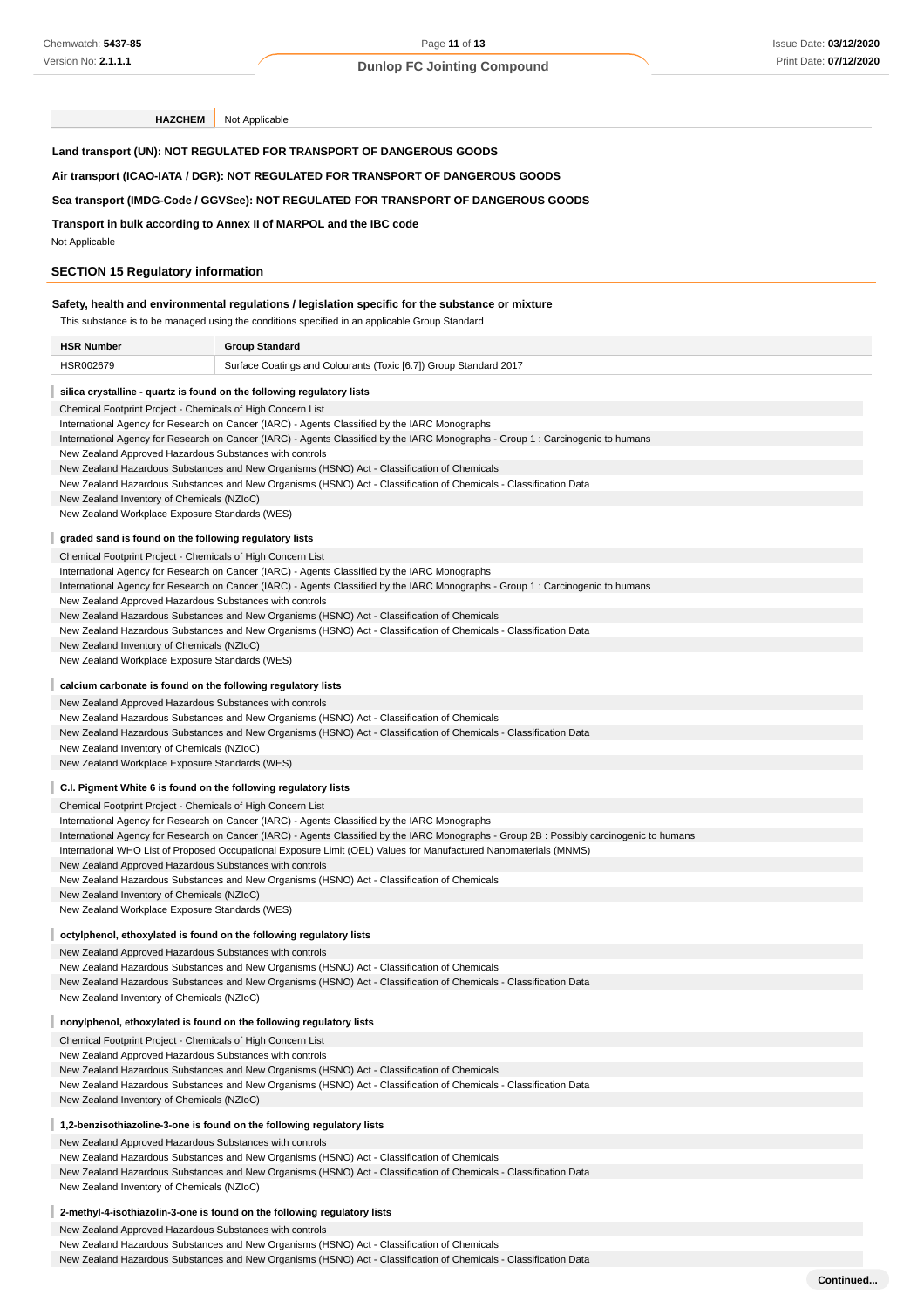| HAZCHEM | Not Applicable |
| --- | --- |

**Land transport (UN): NOT REGULATED FOR TRANSPORT OF DANGEROUS GOODS**

**Air transport (ICAO-IATA / DGR): NOT REGULATED FOR TRANSPORT OF DANGEROUS GOODS**

**Sea transport (IMDG-Code / GGVSee): NOT REGULATED FOR TRANSPORT OF DANGEROUS GOODS**

**Transport in bulk according to Annex II of MARPOL and the IBC code**

Not Applicable

## SECTION 15 Regulatory information

### Safety, health and environmental regulations / legislation specific for the substance or mixture

This substance is to be managed using the conditions specified in an applicable Group Standard

| HSR Number | Group Standard |
| --- | --- |
| HSR002679 | Surface Coatings and Colourants (Toxic [6.7]) Group Standard 2017 |

**silica crystalline - quartz is found on the following regulatory lists**

Chemical Footprint Project - Chemicals of High Concern List
International Agency for Research on Cancer (IARC) - Agents Classified by the IARC Monographs
International Agency for Research on Cancer (IARC) - Agents Classified by the IARC Monographs - Group 1 : Carcinogenic to humans
New Zealand Approved Hazardous Substances with controls
New Zealand Hazardous Substances and New Organisms (HSNO) Act - Classification of Chemicals
New Zealand Hazardous Substances and New Organisms (HSNO) Act - Classification of Chemicals - Classification Data
New Zealand Inventory of Chemicals (NZIoC)
New Zealand Workplace Exposure Standards (WES)

**graded sand is found on the following regulatory lists**

Chemical Footprint Project - Chemicals of High Concern List
International Agency for Research on Cancer (IARC) - Agents Classified by the IARC Monographs
International Agency for Research on Cancer (IARC) - Agents Classified by the IARC Monographs - Group 1 : Carcinogenic to humans
New Zealand Approved Hazardous Substances with controls
New Zealand Hazardous Substances and New Organisms (HSNO) Act - Classification of Chemicals
New Zealand Hazardous Substances and New Organisms (HSNO) Act - Classification of Chemicals - Classification Data
New Zealand Inventory of Chemicals (NZIoC)
New Zealand Workplace Exposure Standards (WES)

**calcium carbonate is found on the following regulatory lists**

New Zealand Approved Hazardous Substances with controls
New Zealand Hazardous Substances and New Organisms (HSNO) Act - Classification of Chemicals
New Zealand Hazardous Substances and New Organisms (HSNO) Act - Classification of Chemicals - Classification Data
New Zealand Inventory of Chemicals (NZIoC)
New Zealand Workplace Exposure Standards (WES)

**C.I. Pigment White 6 is found on the following regulatory lists**

Chemical Footprint Project - Chemicals of High Concern List
International Agency for Research on Cancer (IARC) - Agents Classified by the IARC Monographs
International Agency for Research on Cancer (IARC) - Agents Classified by the IARC Monographs - Group 2B : Possibly carcinogenic to humans
International WHO List of Proposed Occupational Exposure Limit (OEL) Values for Manufactured Nanomaterials (MNMS)
New Zealand Approved Hazardous Substances with controls
New Zealand Hazardous Substances and New Organisms (HSNO) Act - Classification of Chemicals
New Zealand Inventory of Chemicals (NZIoC)
New Zealand Workplace Exposure Standards (WES)

**octylphenol, ethoxylated is found on the following regulatory lists**

New Zealand Approved Hazardous Substances with controls
New Zealand Hazardous Substances and New Organisms (HSNO) Act - Classification of Chemicals
New Zealand Hazardous Substances and New Organisms (HSNO) Act - Classification of Chemicals - Classification Data
New Zealand Inventory of Chemicals (NZIoC)

**nonylphenol, ethoxylated is found on the following regulatory lists**

Chemical Footprint Project - Chemicals of High Concern List
New Zealand Approved Hazardous Substances with controls
New Zealand Hazardous Substances and New Organisms (HSNO) Act - Classification of Chemicals
New Zealand Hazardous Substances and New Organisms (HSNO) Act - Classification of Chemicals - Classification Data
New Zealand Inventory of Chemicals (NZIoC)

**1,2-benzisothiazoline-3-one is found on the following regulatory lists**

New Zealand Approved Hazardous Substances with controls
New Zealand Hazardous Substances and New Organisms (HSNO) Act - Classification of Chemicals
New Zealand Hazardous Substances and New Organisms (HSNO) Act - Classification of Chemicals - Classification Data
New Zealand Inventory of Chemicals (NZIoC)

**2-methyl-4-isothiazolin-3-one is found on the following regulatory lists**

New Zealand Approved Hazardous Substances with controls
New Zealand Hazardous Substances and New Organisms (HSNO) Act - Classification of Chemicals
New Zealand Hazardous Substances and New Organisms (HSNO) Act - Classification of Chemicals - Classification Data

**Continued...**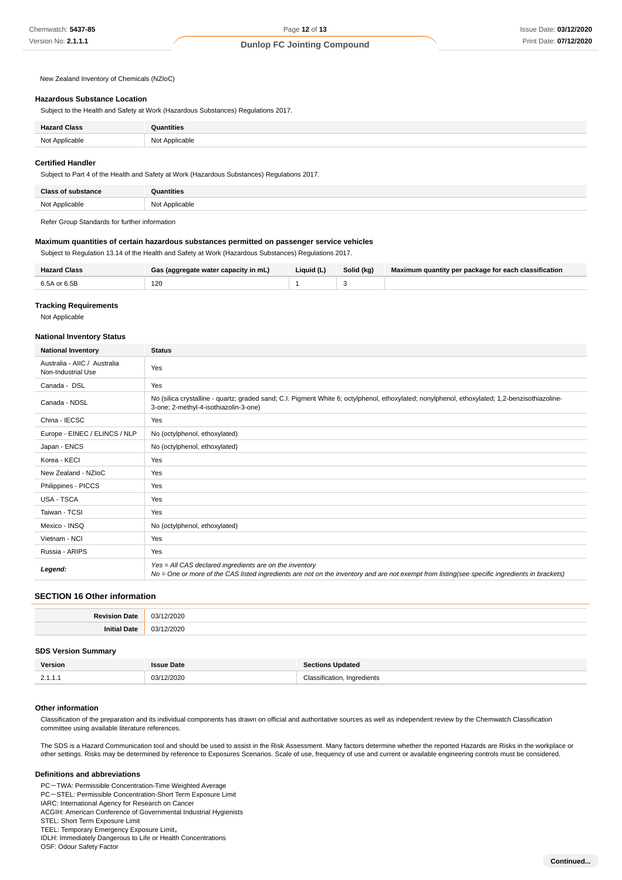New Zealand Inventory of Chemicals (NZIoC)

### Hazardous Substance Location

Subject to the Health and Safety at Work (Hazardous Substances) Regulations 2017.

| Hazard Class | Quantities |
|---|---|
| Not Applicable | Not Applicable |

### Certified Handler

Subject to Part 4 of the Health and Safety at Work (Hazardous Substances) Regulations 2017.

| Class of substance | Quantities |
|---|---|
| Not Applicable | Not Applicable |

Refer Group Standards for further information

### Maximum quantities of certain hazardous substances permitted on passenger service vehicles

Subject to Regulation 13.14 of the Health and Safety at Work (Hazardous Substances) Regulations 2017.

| Hazard Class | Gas (aggregate water capacity in mL) | Liquid (L) | Solid (kg) | Maximum quantity per package for each classification |
|---|---|---|---|---|
| 6.5A or 6.5B | 120 | 1 | 3 | |

### Tracking Requirements

Not Applicable

### National Inventory Status

| National Inventory | Status |
|---|---|
| Australia - AIIC / Australia Non-Industrial Use | Yes |
| Canada - DSL | Yes |
| Canada - NDSL | No (silica crystalline - quartz; graded sand; C.I. Pigment White 6; octylphenol, ethoxylated; nonylphenol, ethoxylated; 1,2-benzisothiazoline-3-one; 2-methyl-4-isothiazolin-3-one) |
| China - IECSC | Yes |
| Europe - EINEC / ELINCS / NLP | No (octylphenol, ethoxylated) |
| Japan - ENCS | No (octylphenol, ethoxylated) |
| Korea - KECI | Yes |
| New Zealand - NZIoC | Yes |
| Philippines - PICCS | Yes |
| USA - TSCA | Yes |
| Taiwan - TCSI | Yes |
| Mexico - INSQ | No (octylphenol, ethoxylated) |
| Vietnam - NCI | Yes |
| Russia - ARIPS | Yes |
| ***Legend:*** | *Yes = All CAS declared ingredients are on the inventory*<br>*No = One or more of the CAS listed ingredients are not on the inventory and are not exempt from listing(see specific ingredients in brackets)* |

## SECTION 16 Other information

| | |
|---|---|
| **Revision Date** | 03/12/2020 |
| **Initial Date** | 03/12/2020 |

### SDS Version Summary

| Version | Issue Date | Sections Updated |
|---|---|---|
| 2.1.1.1 | 03/12/2020 | Classification, Ingredients |

### Other information

Classification of the preparation and its individual components has drawn on official and authoritative sources as well as independent review by the Chemwatch Classification committee using available literature references.

The SDS is a Hazard Communication tool and should be used to assist in the Risk Assessment. Many factors determine whether the reported Hazards are Risks in the workplace or other settings. Risks may be determined by reference to Exposures Scenarios. Scale of use, frequency of use and current or available engineering controls must be considered.

### Definitions and abbreviations

PC－TWA: Permissible Concentration-Time Weighted Average
PC－STEL: Permissible Concentration-Short Term Exposure Limit
IARC: International Agency for Research on Cancer
ACGIH: American Conference of Governmental Industrial Hygienists
STEL: Short Term Exposure Limit
TEEL: Temporary Emergency Exposure Limit。
IDLH: Immediately Dangerous to Life or Health Concentrations
OSF: Odour Safety Factor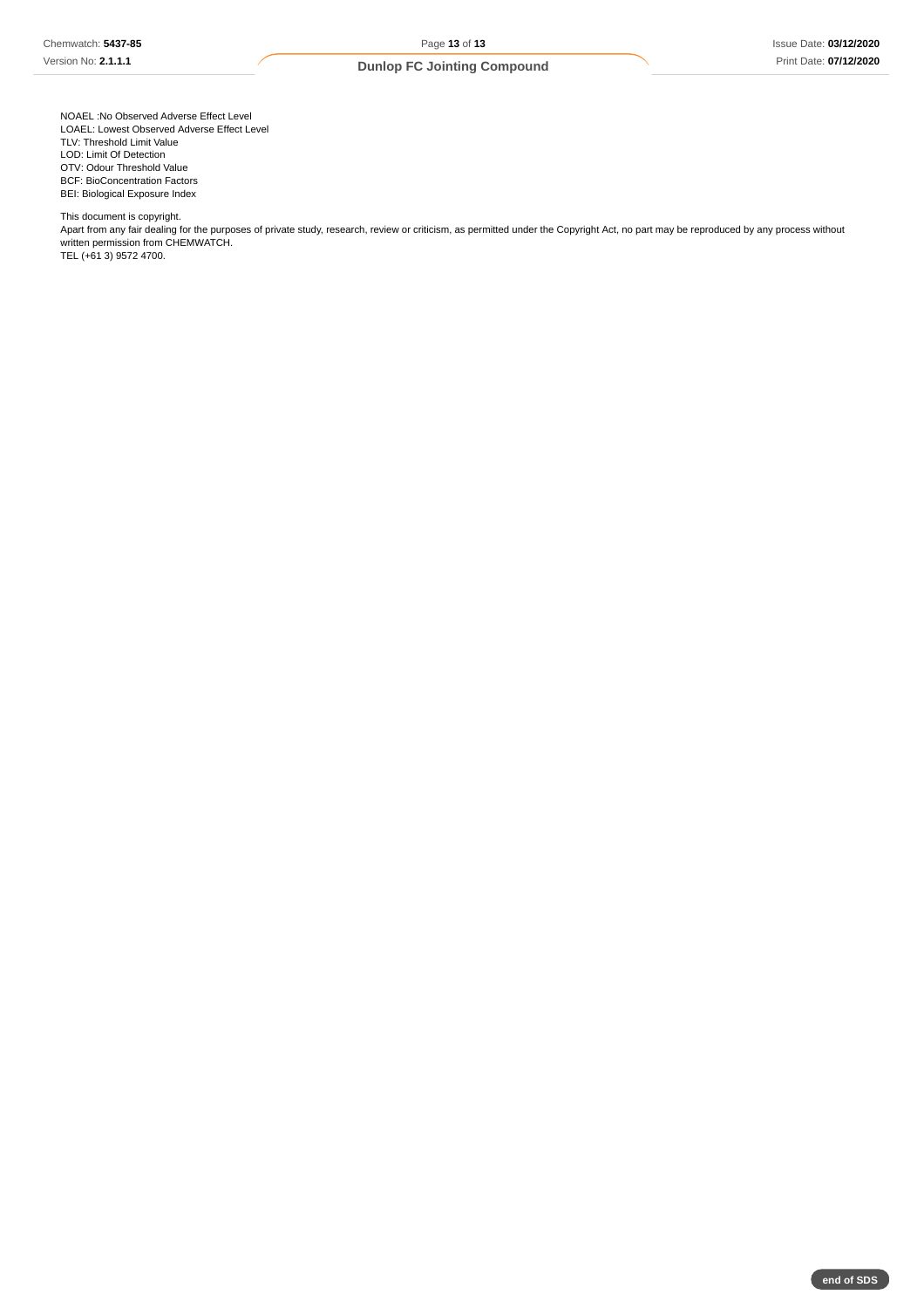NOAEL :No Observed Adverse Effect Level
LOAEL: Lowest Observed Adverse Effect Level
TLV: Threshold Limit Value
LOD: Limit Of Detection
OTV: Odour Threshold Value
BCF: BioConcentration Factors
BEI: Biological Exposure Index

This document is copyright.
Apart from any fair dealing for the purposes of private study, research, review or criticism, as permitted under the Copyright Act, no part may be reproduced by any process without written permission from CHEMWATCH.
TEL (+61 3) 9572 4700.

**end of SDS**